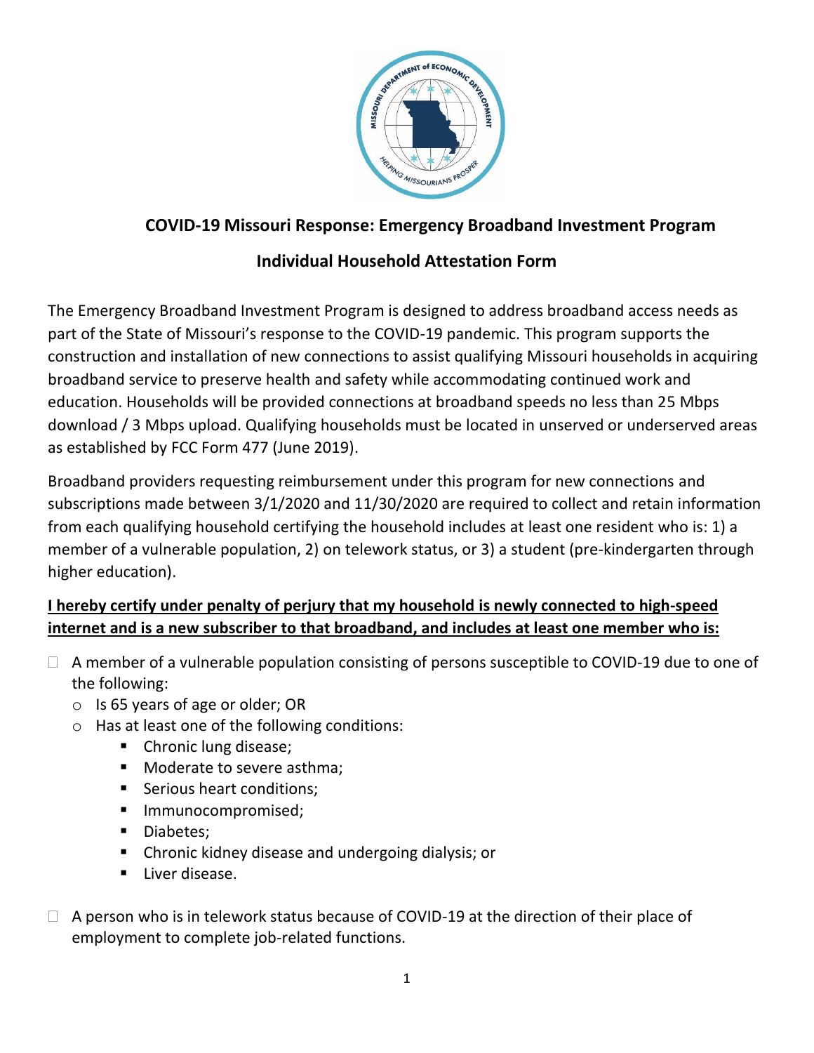## COVID-19 Missouri Response: Emergency Broadband Investment Program

## Individual Household Attestation Form

The Emergency Broadband Investment Program is designed to address broadband access needs as part of the State of Missouri's response to the COVID-19 pandemic. This program supports the construction and installation of new connections to assist qualifying Missouri households in acquiring broadband service to preserve health and safety while accommodating continued work and education. Households will be provided connections at broadband speeds no less than 25 Mbps download / 3 Mbps upload. Qualifying households must be located in unserved or underserved areas as established by FCC Form 477 (June 2019).

Broadband providers requesting reimbursement under this program for new connections and subscriptions made between 3/1/2020 and 11/30/2020 are required to collect and retain information from each qualifying household certifying the household includes at least one resident who is: 1) a member of a vulnerable population, 2) on telework status, or 3) a student (pre-kindergarten through higher education).

**I hereby certify under penalty of perjury that my household is newly connected to high-speed internet and is a new subscriber to that broadband, and includes at least one member who is:**

- ☐ A member of a vulnerable population consisting of persons susceptible to COVID-19 due to one of the following:
  - Is 65 years of age or older; OR
  - Has at least one of the following conditions:
    - Chronic lung disease;
    - Moderate to severe asthma;
    - Serious heart conditions;
    - Immunocompromised;
    - Diabetes;
    - Chronic kidney disease and undergoing dialysis; or
    - Liver disease.

- ☐ A person who is in telework status because of COVID-19 at the direction of their place of employment to complete job-related functions.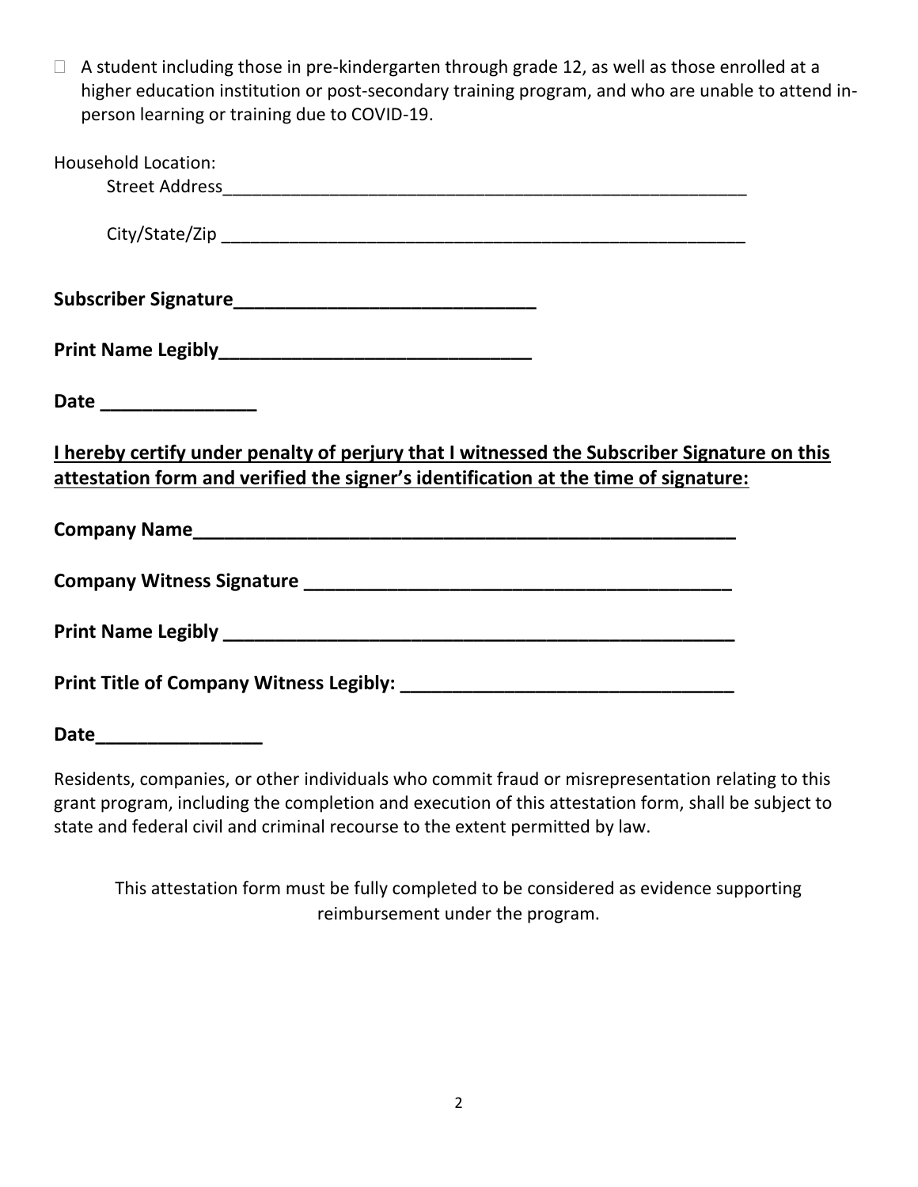- [ ] A student including those in pre-kindergarten through grade 12, as well as those enrolled at a higher education institution or post-secondary training program, and who are unable to attend in-person learning or training due to COVID-19.

Household Location:

Street Address_______________________________________________________

City/State/Zip _______________________________________________________

**Subscriber Signature_____________________________**

**Print Name Legibly______________________________**

**Date _______________**

**I hereby certify under penalty of perjury that I witnessed the Subscriber Signature on this attestation form and verified the signer's identification at the time of signature:**

**Company Name____________________________________________________**

**Company Witness Signature ________________________________________**

**Print Name Legibly __________________________________________________**

**Print Title of Company Witness Legibly: ________________________________**

**Date________________**

Residents, companies, or other individuals who commit fraud or misrepresentation relating to this grant program, including the completion and execution of this attestation form, shall be subject to state and federal civil and criminal recourse to the extent permitted by law.

This attestation form must be fully completed to be considered as evidence supporting reimbursement under the program.